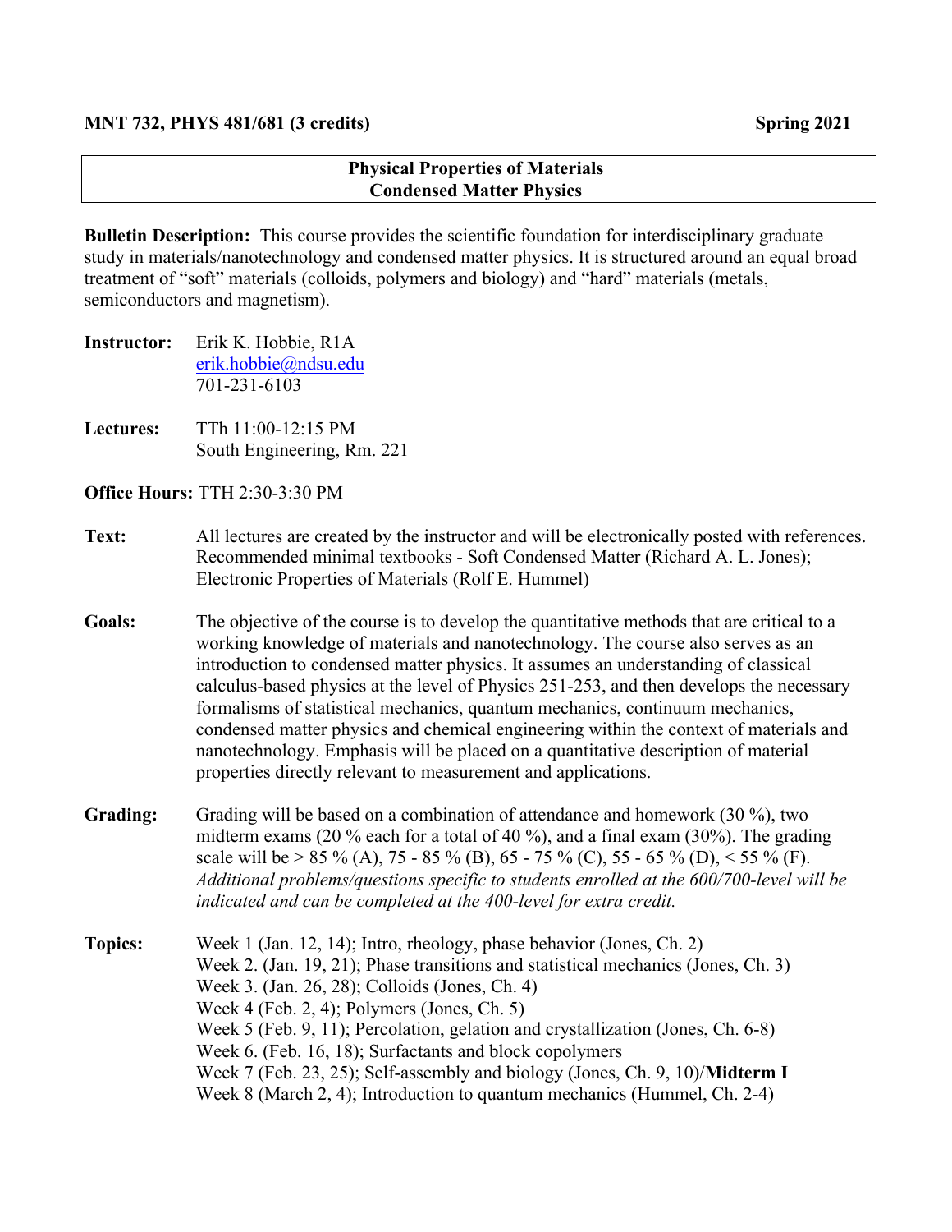**MNT 732, PHYS 481/681 (3 credits)** **Spring 2021**

**Physical Properties of Materials**
**Condensed Matter Physics**

**Bulletin Description:** This course provides the scientific foundation for interdisciplinary graduate study in materials/nanotechnology and condensed matter physics. It is structured around an equal broad treatment of "soft" materials (colloids, polymers and biology) and "hard" materials (metals, semiconductors and magnetism).

**Instructor:** Erik K. Hobbie, R1A
erik.hobbie@ndsu.edu
701-231-6103

**Lectures:** TTh 11:00-12:15 PM
South Engineering, Rm. 221

**Office Hours:** TTH 2:30-3:30 PM

**Text:** All lectures are created by the instructor and will be electronically posted with references. Recommended minimal textbooks - Soft Condensed Matter (Richard A. L. Jones); Electronic Properties of Materials (Rolf E. Hummel)

**Goals:** The objective of the course is to develop the quantitative methods that are critical to a working knowledge of materials and nanotechnology. The course also serves as an introduction to condensed matter physics. It assumes an understanding of classical calculus-based physics at the level of Physics 251-253, and then develops the necessary formalisms of statistical mechanics, quantum mechanics, continuum mechanics, condensed matter physics and chemical engineering within the context of materials and nanotechnology. Emphasis will be placed on a quantitative description of material properties directly relevant to measurement and applications.

**Grading:** Grading will be based on a combination of attendance and homework (30 %), two midterm exams (20 % each for a total of 40 %), and a final exam (30%). The grading scale will be > 85 % (A), 75 - 85 % (B), 65 - 75 % (C), 55 - 65 % (D), < 55 % (F). *Additional problems/questions specific to students enrolled at the 600/700-level will be indicated and can be completed at the 400-level for extra credit.*

**Topics:**
Week 1 (Jan. 12, 14); Intro, rheology, phase behavior (Jones, Ch. 2)
Week 2. (Jan. 19, 21); Phase transitions and statistical mechanics (Jones, Ch. 3)
Week 3. (Jan. 26, 28); Colloids (Jones, Ch. 4)
Week 4 (Feb. 2, 4); Polymers (Jones, Ch. 5)
Week 5 (Feb. 9, 11); Percolation, gelation and crystallization (Jones, Ch. 6-8)
Week 6. (Feb. 16, 18); Surfactants and block copolymers
Week 7 (Feb. 23, 25); Self-assembly and biology (Jones, Ch. 9, 10)/**Midterm I**
Week 8 (March 2, 4); Introduction to quantum mechanics (Hummel, Ch. 2-4)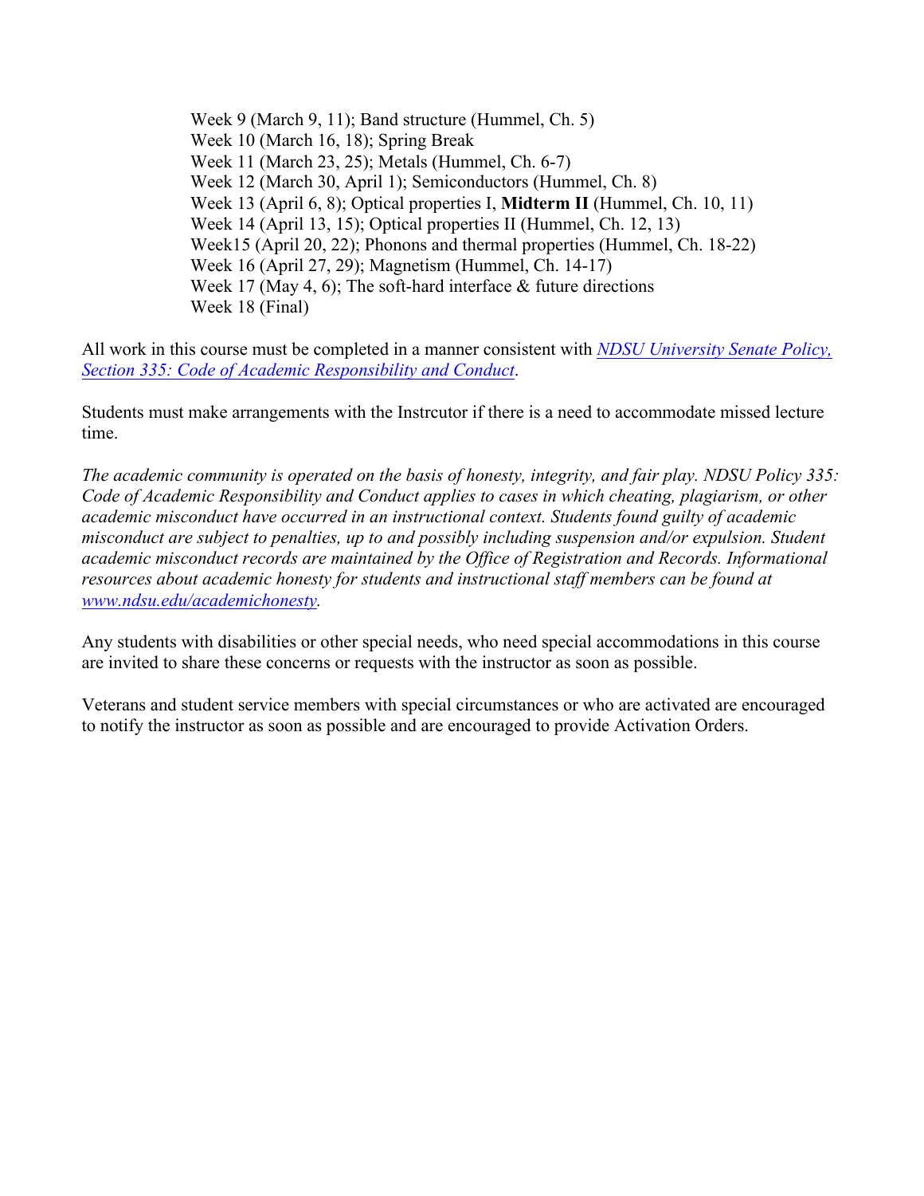Week 9 (March 9, 11); Band structure (Hummel, Ch. 5)
Week 10 (March 16, 18); Spring Break
Week 11 (March 23, 25); Metals (Hummel, Ch. 6-7)
Week 12 (March 30, April 1); Semiconductors (Hummel, Ch. 8)
Week 13 (April 6, 8); Optical properties I, **Midterm II** (Hummel, Ch. 10, 11)
Week 14 (April 13, 15); Optical properties II (Hummel, Ch. 12, 13)
Week15 (April 20, 22); Phonons and thermal properties (Hummel, Ch. 18-22)
Week 16 (April 27, 29); Magnetism (Hummel, Ch. 14-17)
Week 17 (May 4, 6); The soft-hard interface & future directions
Week 18 (Final)

All work in this course must be completed in a manner consistent with *NDSU University Senate Policy, Section 335: Code of Academic Responsibility and Conduct*.

Students must make arrangements with the Instrcutor if there is a need to accommodate missed lecture time.

*The academic community is operated on the basis of honesty, integrity, and fair play. NDSU Policy 335: Code of Academic Responsibility and Conduct applies to cases in which cheating, plagiarism, or other academic misconduct have occurred in an instructional context. Students found guilty of academic misconduct are subject to penalties, up to and possibly including suspension and/or expulsion. Student academic misconduct records are maintained by the Office of Registration and Records. Informational resources about academic honesty for students and instructional staff members can be found at www.ndsu.edu/academichonesty.*

Any students with disabilities or other special needs, who need special accommodations in this course are invited to share these concerns or requests with the instructor as soon as possible.

Veterans and student service members with special circumstances or who are activated are encouraged to notify the instructor as soon as possible and are encouraged to provide Activation Orders.